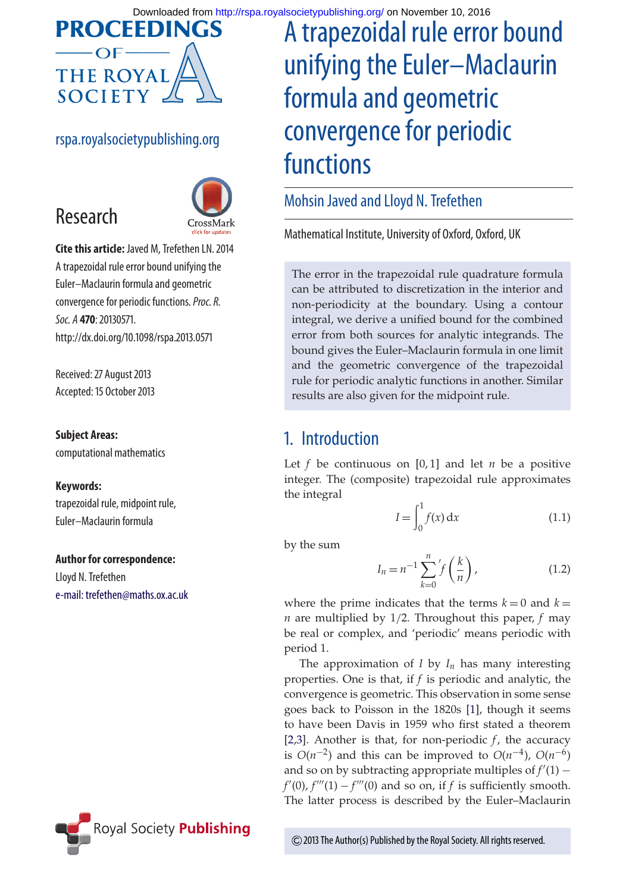# A trapezoidal rule error bound unifying the Euler–Maclaurin formula and geometric convergence for periodic functions

**Mohsin Javed and Lloyd N. Trefethen**

Mathematical Institute, University of Oxford, Oxford, UK

Research

**Cite this article:** Javed M, Trefethen LN. 2014 A trapezoidal rule error bound unifying the Euler–Maclaurin formula and geometric convergence for periodic functions. *Proc. R. Soc. A* **470**: 20130571.
http://dx.doi.org/10.1098/rspa.2013.0571

Received: 27 August 2013
Accepted: 15 October 2013

**Subject Areas:**
computational mathematics

**Keywords:**
trapezoidal rule, midpoint rule, Euler–Maclaurin formula

**Author for correspondence:**
Lloyd N. Trefethen
e-mail: trefethen@maths.ox.ac.uk

The error in the trapezoidal rule quadrature formula can be attributed to discretization in the interior and non-periodicity at the boundary. Using a contour integral, we derive a unified bound for the combined error from both sources for analytic integrands. The bound gives the Euler–Maclaurin formula in one limit and the geometric convergence of the trapezoidal rule for periodic analytic functions in another. Similar results are also given for the midpoint rule.

## 1. Introduction

Let $f$ be continuous on $[0,1]$ and let $n$ be a positive integer. The (composite) trapezoidal rule approximates the integral

$$I = \int_0^1 f(x)\,\mathrm{d}x \tag{1.1}$$

by the sum

$$I_n = n^{-1} \sum_{k=0}^{n}{}' f\left(\frac{k}{n}\right), \tag{1.2}$$

where the prime indicates that the terms $k=0$ and $k=n$ are multiplied by $1/2$. Throughout this paper, $f$ may be real or complex, and 'periodic' means periodic with period 1.

The approximation of $I$ by $I_n$ has many interesting properties. One is that, if $f$ is periodic and analytic, the convergence is geometric. This observation in some sense goes back to Poisson in the 1820s [1], though it seems to have been Davis in 1959 who first stated a theorem [2,3]. Another is that, for non-periodic $f$, the accuracy is $O(n^{-2})$ and this can be improved to $O(n^{-4})$, $O(n^{-6})$ and so on by subtracting appropriate multiples of $f'(1) - f'(0)$, $f'''(1) - f'''(0)$ and so on, if $f$ is sufficiently smooth. The latter process is described by the Euler–Maclaurin

© 2013 The Author(s) Published by the Royal Society. All rights reserved.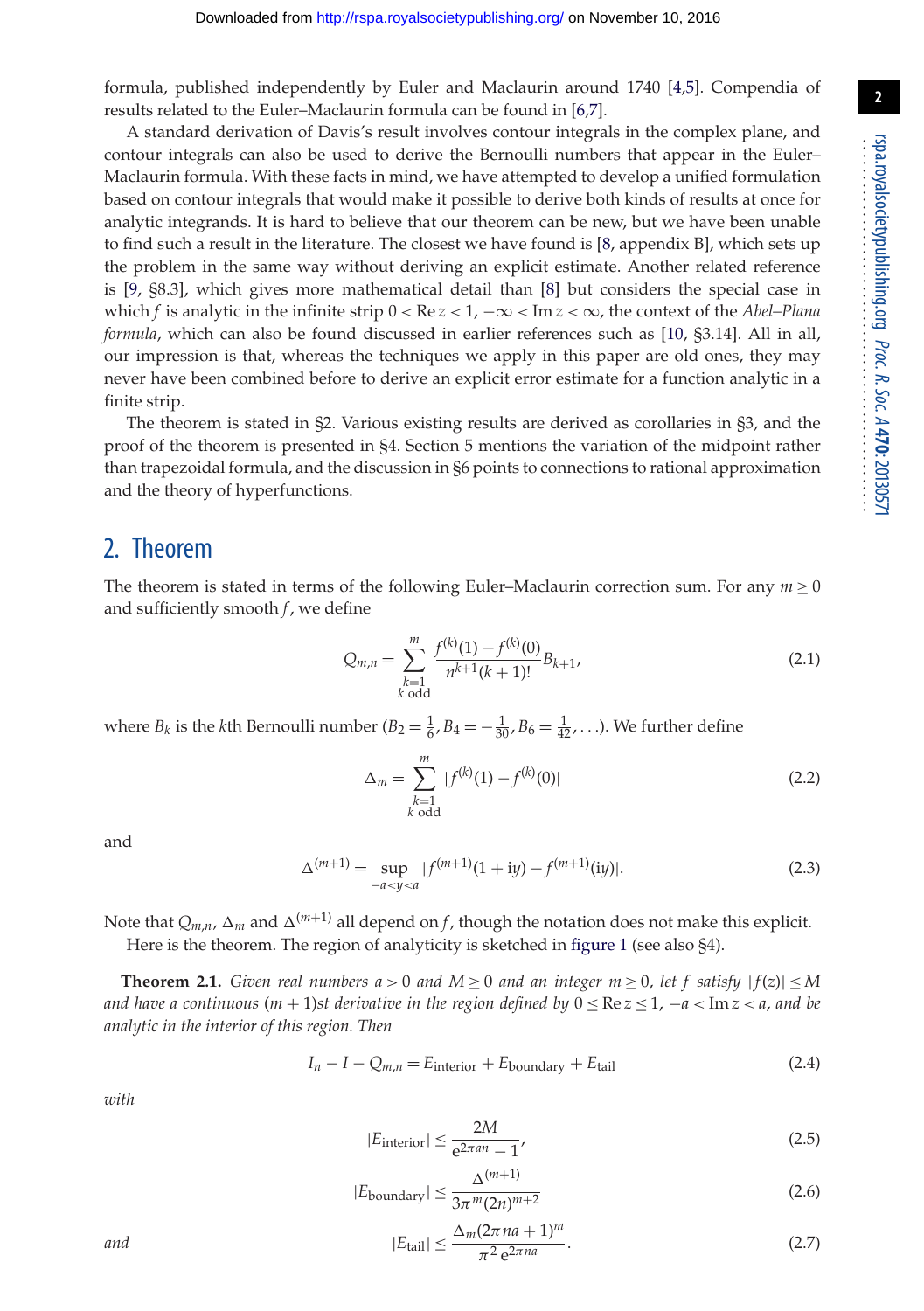formula, published independently by Euler and Maclaurin around 1740 [4,5]. Compendia of results related to the Euler–Maclaurin formula can be found in [6,7].

A standard derivation of Davis's result involves contour integrals in the complex plane, and contour integrals can also be used to derive the Bernoulli numbers that appear in the Euler–Maclaurin formula. With these facts in mind, we have attempted to develop a unified formulation based on contour integrals that would make it possible to derive both kinds of results at once for analytic integrands. It is hard to believe that our theorem can be new, but we have been unable to find such a result in the literature. The closest we have found is [8, appendix B], which sets up the problem in the same way without deriving an explicit estimate. Another related reference is [9, §8.3], which gives more mathematical detail than [8] but considers the special case in which $f$ is analytic in the infinite strip $0 < \operatorname{Re} z < 1$, $-\infty < \operatorname{Im} z < \infty$, the context of the *Abel–Plana formula*, which can also be found discussed in earlier references such as [10, §3.14]. All in all, our impression is that, whereas the techniques we apply in this paper are old ones, they may never have been combined before to derive an explicit error estimate for a function analytic in a finite strip.

The theorem is stated in §2. Various existing results are derived as corollaries in §3, and the proof of the theorem is presented in §4. Section 5 mentions the variation of the midpoint rather than trapezoidal formula, and the discussion in §6 points to connections to rational approximation and the theory of hyperfunctions.

## 2. Theorem

The theorem is stated in terms of the following Euler–Maclaurin correction sum. For any $m \geq 0$ and sufficiently smooth $f$, we define

$$Q_{m,n} = \sum_{\substack{k=1 \\ k \text{ odd}}}^{m} \frac{f^{(k)}(1) - f^{(k)}(0)}{n^{k+1}(k+1)!} B_{k+1}, \tag{2.1}$$

where $B_k$ is the $k$th Bernoulli number ($B_2 = \frac{1}{6}, B_4 = -\frac{1}{30}, B_6 = \frac{1}{42}, \ldots$). We further define

$$\Delta_m = \sum_{\substack{k=1 \\ k \text{ odd}}}^{m} |f^{(k)}(1) - f^{(k)}(0)| \tag{2.2}$$

and

$$\Delta^{(m+1)} = \sup_{-a<y<a} |f^{(m+1)}(1 + \mathrm{i}y) - f^{(m+1)}(\mathrm{i}y)|. \tag{2.3}$$

Note that $Q_{m,n}$, $\Delta_m$ and $\Delta^{(m+1)}$ all depend on $f$, though the notation does not make this explicit.

Here is the theorem. The region of analyticity is sketched in figure 1 (see also §4).

**Theorem 2.1.** *Given real numbers $a > 0$ and $M \geq 0$ and an integer $m \geq 0$, let $f$ satisfy $|f(z)| \leq M$ and have a continuous $(m + 1)$st derivative in the region defined by $0 \leq \operatorname{Re} z \leq 1$, $-a < \operatorname{Im} z < a$, and be analytic in the interior of this region. Then*

$$I_n - I - Q_{m,n} = E_{\text{interior}} + E_{\text{boundary}} + E_{\text{tail}} \tag{2.4}$$

*with*

$$|E_{\text{interior}}| \leq \frac{2M}{\mathrm{e}^{2\pi an} - 1}, \tag{2.5}$$

$$|E_{\text{boundary}}| \leq \frac{\Delta^{(m+1)}}{3\pi^m (2n)^{m+2}} \tag{2.6}$$

*and*

$$|E_{\text{tail}}| \leq \frac{\Delta_m (2\pi na + 1)^m}{\pi^2 \, \mathrm{e}^{2\pi na}}. \tag{2.7}$$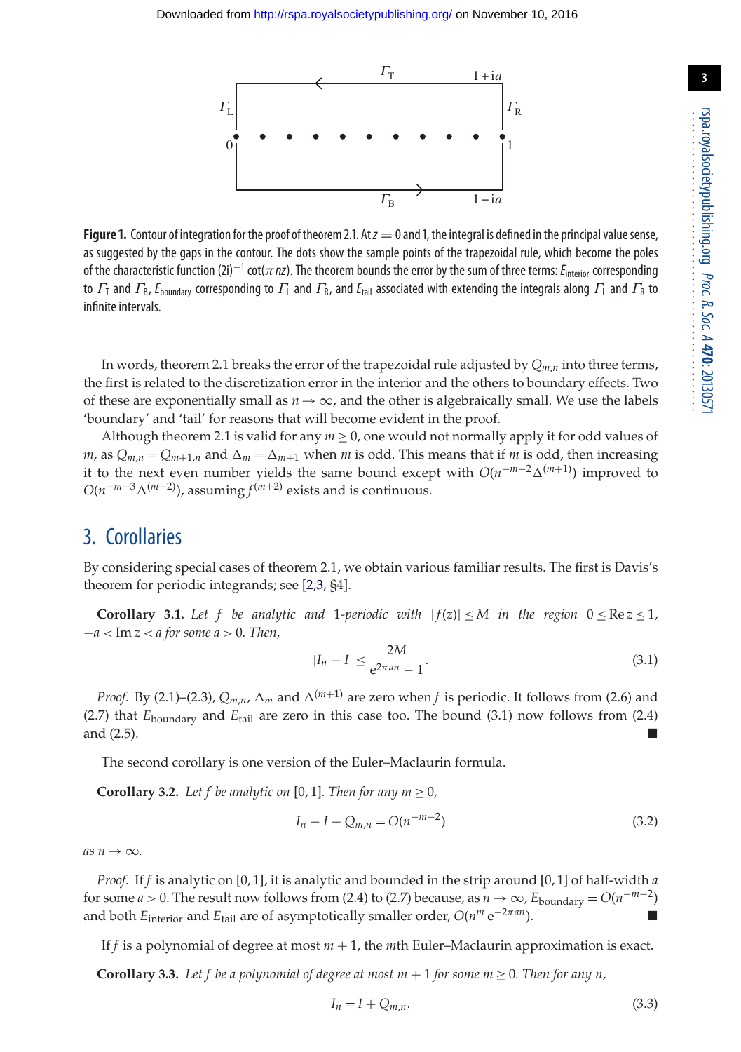**Figure 1.** Contour of integration for the proof of theorem 2.1. At $z = 0$ and 1, the integral is defined in the principal value sense, as suggested by the gaps in the contour. The dots show the sample points of the trapezoidal rule, which become the poles of the characteristic function $(2i)^{-1}\cot(\pi nz)$. The theorem bounds the error by the sum of three terms: $E_{\text{interior}}$ corresponding to $\Gamma_T$ and $\Gamma_B$, $E_{\text{boundary}}$ corresponding to $\Gamma_L$ and $\Gamma_R$, and $E_{\text{tail}}$ associated with extending the integrals along $\Gamma_L$ and $\Gamma_R$ to infinite intervals.

In words, theorem 2.1 breaks the error of the trapezoidal rule adjusted by $Q_{m,n}$ into three terms, the first is related to the discretization error in the interior and the others to boundary effects. Two of these are exponentially small as $n \to \infty$, and the other is algebraically small. We use the labels 'boundary' and 'tail' for reasons that will become evident in the proof.

Although theorem 2.1 is valid for any $m \geq 0$, one would not normally apply it for odd values of $m$, as $Q_{m,n} = Q_{m+1,n}$ and $\Delta_m = \Delta_{m+1}$ when $m$ is odd. This means that if $m$ is odd, then increasing it to the next even number yields the same bound except with $O(n^{-m-2}\Delta^{(m+1)})$ improved to $O(n^{-m-3}\Delta^{(m+2)})$, assuming $f^{(m+2)}$ exists and is continuous.

## 3. Corollaries

By considering special cases of theorem 2.1, we obtain various familiar results. The first is Davis's theorem for periodic integrands; see [2;3, §4].

**Corollary 3.1.** *Let $f$ be analytic and 1-periodic with $|f(z)| \leq M$ in the region $0 \leq \operatorname{Re} z \leq 1$, $-a < \operatorname{Im} z < a$ for some $a > 0$. Then,*

$$|I_n - I| \leq \frac{2M}{e^{2\pi an} - 1}. \tag{3.1}$$

*Proof.* By (2.1)–(2.3), $Q_{m,n}$, $\Delta_m$ and $\Delta^{(m+1)}$ are zero when $f$ is periodic. It follows from (2.6) and (2.7) that $E_{\text{boundary}}$ and $E_{\text{tail}}$ are zero in this case too. The bound (3.1) now follows from (2.4) and (2.5). ■

The second corollary is one version of the Euler–Maclaurin formula.

**Corollary 3.2.** *Let $f$ be analytic on $[0, 1]$. Then for any $m \geq 0$,*

$$I_n - I - Q_{m,n} = O(n^{-m-2}) \tag{3.2}$$

*as $n \to \infty$.*

*Proof.* If $f$ is analytic on $[0, 1]$, it is analytic and bounded in the strip around $[0, 1]$ of half-width $a$ for some $a > 0$. The result now follows from (2.4) to (2.7) because, as $n \to \infty$, $E_{\text{boundary}} = O(n^{-m-2})$ and both $E_{\text{interior}}$ and $E_{\text{tail}}$ are of asymptotically smaller order, $O(n^m e^{-2\pi an})$. ■

If $f$ is a polynomial of degree at most $m + 1$, the $m$th Euler–Maclaurin approximation is exact.

**Corollary 3.3.** *Let $f$ be a polynomial of degree at most $m + 1$ for some $m \geq 0$. Then for any $n$,*

$$I_n = I + Q_{m,n}. \tag{3.3}$$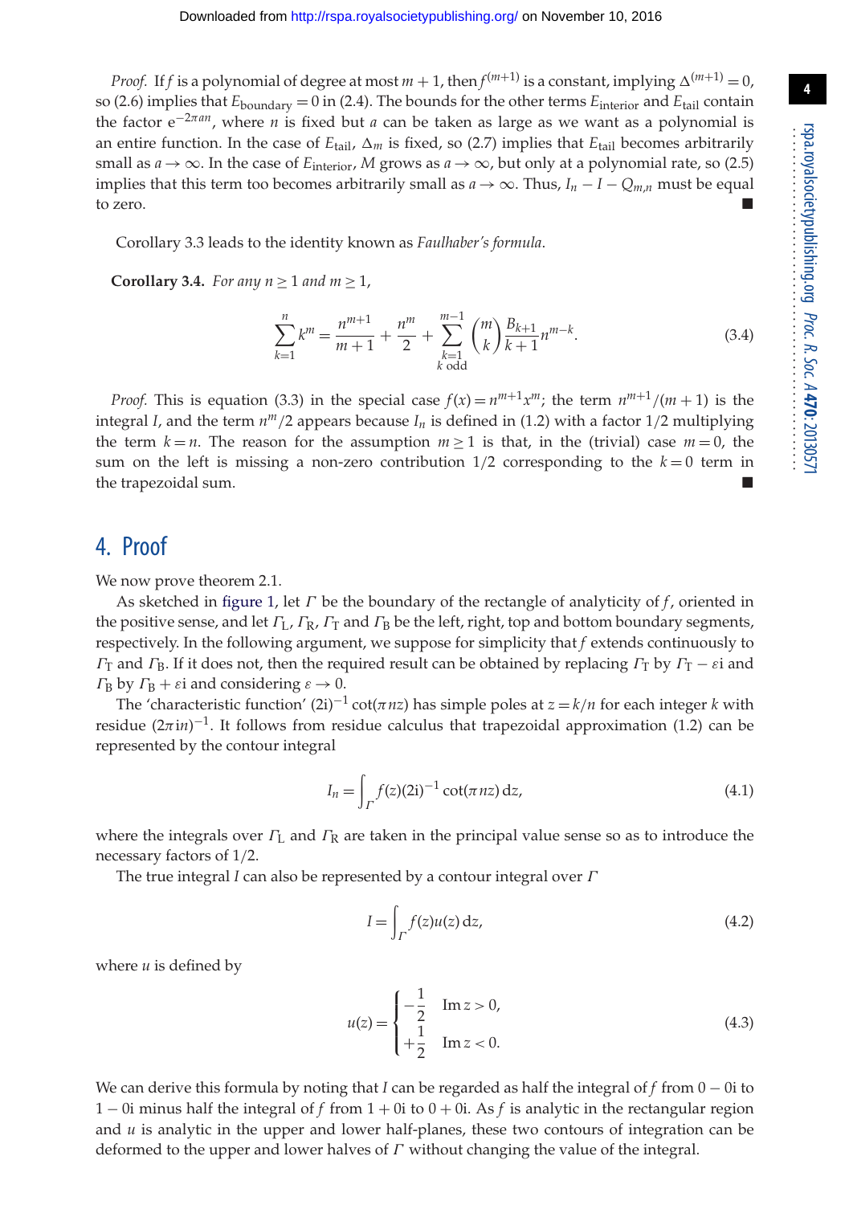*Proof.* If $f$ is a polynomial of degree at most $m+1$, then $f^{(m+1)}$ is a constant, implying $\Delta^{(m+1)} = 0$, so (2.6) implies that $E_{\text{boundary}} = 0$ in (2.4). The bounds for the other terms $E_{\text{interior}}$ and $E_{\text{tail}}$ contain the factor $\mathrm{e}^{-2\pi a n}$, where $n$ is fixed but $a$ can be taken as large as we want as a polynomial is an entire function. In the case of $E_{\text{tail}}$, $\Delta_m$ is fixed, so (2.7) implies that $E_{\text{tail}}$ becomes arbitrarily small as $a \to \infty$. In the case of $E_{\text{interior}}$, $M$ grows as $a \to \infty$, but only at a polynomial rate, so (2.5) implies that this term too becomes arbitrarily small as $a \to \infty$. Thus, $I_n - I - Q_{m,n}$ must be equal to zero. ■

Corollary 3.3 leads to the identity known as *Faulhaber's formula*.

**Corollary 3.4.** *For any $n \geq 1$ and $m \geq 1$,*

$$\sum_{k=1}^{n} k^m = \frac{n^{m+1}}{m+1} + \frac{n^m}{2} + \sum_{\substack{k=1 \\ k \text{ odd}}}^{m-1} \binom{m}{k} \frac{B_{k+1}}{k+1} n^{m-k}. \tag{3.4}$$

*Proof.* This is equation (3.3) in the special case $f(x) = n^{m+1}x^m$; the term $n^{m+1}/(m+1)$ is the integral $I$, and the term $n^m/2$ appears because $I_n$ is defined in (1.2) with a factor 1/2 multiplying the term $k = n$. The reason for the assumption $m \geq 1$ is that, in the (trivial) case $m = 0$, the sum on the left is missing a non-zero contribution 1/2 corresponding to the $k = 0$ term in the trapezoidal sum. ■

## 4. Proof

We now prove theorem 2.1.

As sketched in figure 1, let $\Gamma$ be the boundary of the rectangle of analyticity of $f$, oriented in the positive sense, and let $\Gamma_{\text{L}}$, $\Gamma_{\text{R}}$, $\Gamma_{\text{T}}$ and $\Gamma_{\text{B}}$ be the left, right, top and bottom boundary segments, respectively. In the following argument, we suppose for simplicity that $f$ extends continuously to $\Gamma_{\text{T}}$ and $\Gamma_{\text{B}}$. If it does not, then the required result can be obtained by replacing $\Gamma_{\text{T}}$ by $\Gamma_{\text{T}} - \varepsilon \mathrm{i}$ and $\Gamma_{\text{B}}$ by $\Gamma_{\text{B}} + \varepsilon \mathrm{i}$ and considering $\varepsilon \to 0$.

The 'characteristic function' $(2\mathrm{i})^{-1} \cot(\pi n z)$ has simple poles at $z = k/n$ for each integer $k$ with residue $(2\pi \mathrm{i} n)^{-1}$. It follows from residue calculus that trapezoidal approximation (1.2) can be represented by the contour integral

$$I_n = \int_{\Gamma} f(z)(2\mathrm{i})^{-1} \cot(\pi n z)\,\mathrm{d}z, \tag{4.1}$$

where the integrals over $\Gamma_{\text{L}}$ and $\Gamma_{\text{R}}$ are taken in the principal value sense so as to introduce the necessary factors of 1/2.

The true integral $I$ can also be represented by a contour integral over $\Gamma$

$$I = \int_{\Gamma} f(z) u(z)\,\mathrm{d}z, \tag{4.2}$$

where $u$ is defined by

$$u(z) = \begin{cases} -\dfrac{1}{2} & \operatorname{Im} z > 0, \\[2mm] +\dfrac{1}{2} & \operatorname{Im} z < 0. \end{cases} \tag{4.3}$$

We can derive this formula by noting that $I$ can be regarded as half the integral of $f$ from $0 - 0\mathrm{i}$ to $1 - 0\mathrm{i}$ minus half the integral of $f$ from $1 + 0\mathrm{i}$ to $0 + 0\mathrm{i}$. As $f$ is analytic in the rectangular region and $u$ is analytic in the upper and lower half-planes, these two contours of integration can be deformed to the upper and lower halves of $\Gamma$ without changing the value of the integral.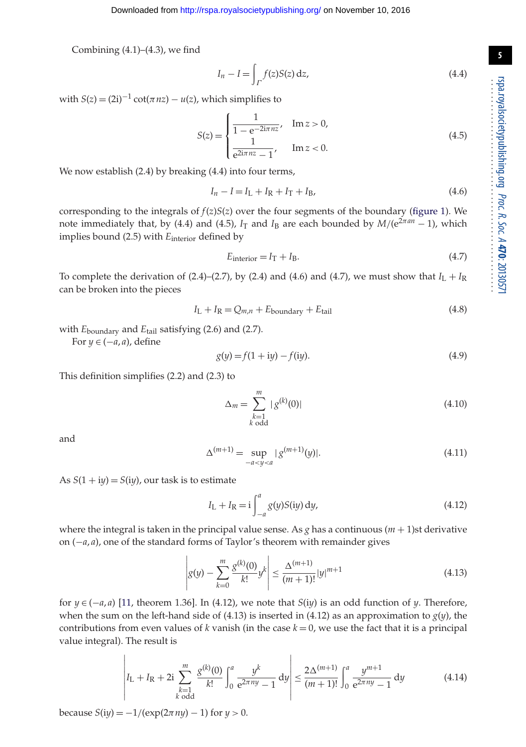Combining (4.1)–(4.3), we find

$$I_n - I = \int_{\Gamma} f(z)S(z)\,\mathrm{d}z, \tag{4.4}$$

with $S(z) = (2\mathrm{i})^{-1}\cot(\pi n z) - u(z)$, which simplifies to

$$S(z) = \begin{cases} \dfrac{1}{1-\mathrm{e}^{-2\mathrm{i}\pi n z}}, & \operatorname{Im} z > 0, \\[2ex] \dfrac{1}{\mathrm{e}^{2\mathrm{i}\pi n z}-1}, & \operatorname{Im} z < 0. \end{cases} \tag{4.5}$$

We now establish (2.4) by breaking (4.4) into four terms,

$$I_n - I = I_{\mathrm{L}} + I_{\mathrm{R}} + I_{\mathrm{T}} + I_{\mathrm{B}}, \tag{4.6}$$

corresponding to the integrals of $f(z)S(z)$ over the four segments of the boundary (figure 1). We note immediately that, by (4.4) and (4.5), $I_{\mathrm{T}}$ and $I_{\mathrm{B}}$ are each bounded by $M/(\mathrm{e}^{2\pi a n}-1)$, which implies bound (2.5) with $E_{\text{interior}}$ defined by

$$E_{\text{interior}} = I_{\mathrm{T}} + I_{\mathrm{B}}. \tag{4.7}$$

To complete the derivation of (2.4)–(2.7), by (2.4) and (4.6) and (4.7), we must show that $I_{\mathrm{L}} + I_{\mathrm{R}}$ can be broken into the pieces

$$I_{\mathrm{L}} + I_{\mathrm{R}} = Q_{m,n} + E_{\text{boundary}} + E_{\text{tail}} \tag{4.8}$$

with $E_{\text{boundary}}$ and $E_{\text{tail}}$ satisfying (2.6) and (2.7).

For $y \in (-a, a)$, define

$$g(y) = f(1+\mathrm{i}y) - f(\mathrm{i}y). \tag{4.9}$$

This definition simplifies (2.2) and (2.3) to

$$\Delta_m = \sum_{\substack{k=1 \\ k \text{ odd}}}^{m} |g^{(k)}(0)| \tag{4.10}$$

and

$$\Delta^{(m+1)} = \sup_{-a<y<a} |g^{(m+1)}(y)|. \tag{4.11}$$

As $S(1+\mathrm{i}y) = S(\mathrm{i}y)$, our task is to estimate

$$I_{\mathrm{L}} + I_{\mathrm{R}} = \mathrm{i}\int_{-a}^{a} g(y)S(\mathrm{i}y)\,\mathrm{d}y, \tag{4.12}$$

where the integral is taken in the principal value sense. As $g$ has a continuous $(m+1)$st derivative on $(-a, a)$, one of the standard forms of Taylor's theorem with remainder gives

$$\left| g(y) - \sum_{k=0}^{m} \frac{g^{(k)}(0)}{k!} y^k \right| \le \frac{\Delta^{(m+1)}}{(m+1)!} |y|^{m+1} \tag{4.13}$$

for $y \in (-a, a)$ [11, theorem 1.36]. In (4.12), we note that $S(\mathrm{i}y)$ is an odd function of $y$. Therefore, when the sum on the left-hand side of (4.13) is inserted in (4.12) as an approximation to $g(y)$, the contributions from even values of $k$ vanish (in the case $k = 0$, we use the fact that it is a principal value integral). The result is

$$\left| I_{\mathrm{L}} + I_{\mathrm{R}} + 2\mathrm{i} \sum_{\substack{k=1 \\ k \text{ odd}}}^{m} \frac{g^{(k)}(0)}{k!} \int_0^a \frac{y^k}{\mathrm{e}^{2\pi n y}-1}\,\mathrm{d}y \right| \le \frac{2\Delta^{(m+1)}}{(m+1)!} \int_0^a \frac{y^{m+1}}{\mathrm{e}^{2\pi n y}-1}\,\mathrm{d}y \tag{4.14}$$

because $S(\mathrm{i}y) = -1/(\exp(2\pi n y) - 1)$ for $y > 0$.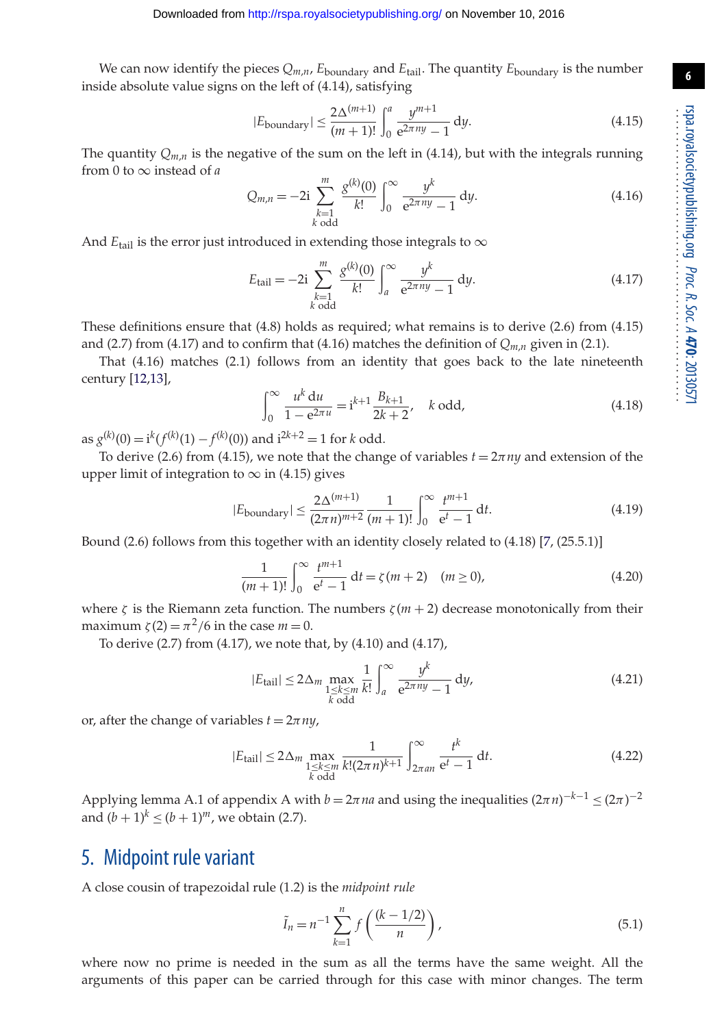We can now identify the pieces $Q_{m,n}$, $E_{\text{boundary}}$ and $E_{\text{tail}}$. The quantity $E_{\text{boundary}}$ is the number inside absolute value signs on the left of (4.14), satisfying

$$|E_{\text{boundary}}| \leq \frac{2\Delta^{(m+1)}}{(m+1)!} \int_0^a \frac{y^{m+1}}{e^{2\pi n y} - 1}\, dy. \tag{4.15}$$

The quantity $Q_{m,n}$ is the negative of the sum on the left in (4.14), but with the integrals running from 0 to $\infty$ instead of $a$

$$Q_{m,n} = -2i \sum_{\substack{k=1 \\ k \text{ odd}}}^{m} \frac{g^{(k)}(0)}{k!} \int_0^\infty \frac{y^k}{e^{2\pi n y} - 1}\, dy. \tag{4.16}$$

And $E_{\text{tail}}$ is the error just introduced in extending those integrals to $\infty$

$$E_{\text{tail}} = -2i \sum_{\substack{k=1 \\ k \text{ odd}}}^{m} \frac{g^{(k)}(0)}{k!} \int_a^\infty \frac{y^k}{e^{2\pi n y} - 1}\, dy. \tag{4.17}$$

These definitions ensure that (4.8) holds as required; what remains is to derive (2.6) from (4.15) and (2.7) from (4.17) and to confirm that (4.16) matches the definition of $Q_{m,n}$ given in (2.1).

That (4.16) matches (2.1) follows from an identity that goes back to the late nineteenth century [12,13],

$$\int_0^\infty \frac{u^k\, du}{1 - e^{2\pi u}} = i^{k+1} \frac{B_{k+1}}{2k+2}, \quad k \text{ odd}, \tag{4.18}$$

as $g^{(k)}(0) = i^k(f^{(k)}(1) - f^{(k)}(0))$ and $i^{2k+2} = 1$ for $k$ odd.

To derive (2.6) from (4.15), we note that the change of variables $t = 2\pi n y$ and extension of the upper limit of integration to $\infty$ in (4.15) gives

$$|E_{\text{boundary}}| \leq \frac{2\Delta^{(m+1)}}{(2\pi n)^{m+2}} \frac{1}{(m+1)!} \int_0^\infty \frac{t^{m+1}}{e^t - 1}\, dt. \tag{4.19}$$

Bound (2.6) follows from this together with an identity closely related to (4.18) [7, (25.5.1)]

$$\frac{1}{(m+1)!} \int_0^\infty \frac{t^{m+1}}{e^t - 1}\, dt = \zeta(m+2) \quad (m \geq 0), \tag{4.20}$$

where $\zeta$ is the Riemann zeta function. The numbers $\zeta(m+2)$ decrease monotonically from their maximum $\zeta(2) = \pi^2/6$ in the case $m = 0$.

To derive (2.7) from (4.17), we note that, by (4.10) and (4.17),

$$|E_{\text{tail}}| \leq 2\Delta_m \max_{\substack{1 \leq k \leq m \\ k \text{ odd}}} \frac{1}{k!} \int_a^\infty \frac{y^k}{e^{2\pi n y} - 1}\, dy, \tag{4.21}$$

or, after the change of variables $t = 2\pi n y$,

$$|E_{\text{tail}}| \leq 2\Delta_m \max_{\substack{1 \leq k \leq m \\ k \text{ odd}}} \frac{1}{k!(2\pi n)^{k+1}} \int_{2\pi a n}^\infty \frac{t^k}{e^t - 1}\, dt. \tag{4.22}$$

Applying lemma A.1 of appendix A with $b = 2\pi n a$ and using the inequalities $(2\pi n)^{-k-1} \leq (2\pi)^{-2}$ and $(b+1)^k \leq (b+1)^m$, we obtain (2.7).

## 5. Midpoint rule variant

A close cousin of trapezoidal rule (1.2) is the *midpoint rule*

$$\tilde{I}_n = n^{-1} \sum_{k=1}^{n} f\left(\frac{(k - 1/2)}{n}\right), \tag{5.1}$$

where now no prime is needed in the sum as all the terms have the same weight. All the arguments of this paper can be carried through for this case with minor changes. The term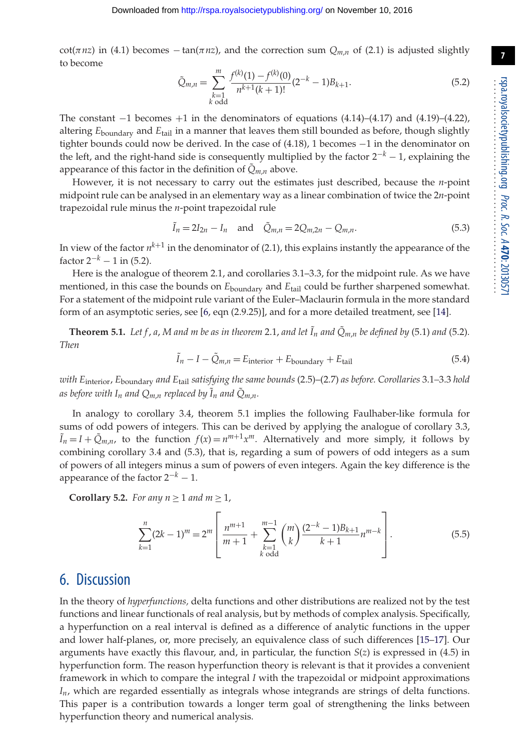$\cot(\pi nz)$ in (4.1) becomes $-\tan(\pi nz)$, and the correction sum $Q_{m,n}$ of (2.1) is adjusted slightly to become

$$\tilde{Q}_{m,n} = \sum_{\substack{k=1\\ k \text{ odd}}}^{m} \frac{f^{(k)}(1) - f^{(k)}(0)}{n^{k+1}(k+1)!}(2^{-k} - 1)B_{k+1}. \tag{5.2}$$

The constant $-1$ becomes $+1$ in the denominators of equations (4.14)–(4.17) and (4.19)–(4.22), altering $E_{\text{boundary}}$ and $E_{\text{tail}}$ in a manner that leaves them still bounded as before, though slightly tighter bounds could now be derived. In the case of (4.18), 1 becomes $-1$ in the denominator on the left, and the right-hand side is consequently multiplied by the factor $2^{-k} - 1$, explaining the appearance of this factor in the definition of $\tilde{Q}_{m,n}$ above.

However, it is not necessary to carry out the estimates just described, because the $n$-point midpoint rule can be analysed in an elementary way as a linear combination of twice the $2n$-point trapezoidal rule minus the $n$-point trapezoidal rule

$$\tilde{I}_n = 2I_{2n} - I_n \quad \text{and} \quad \tilde{Q}_{m,n} = 2Q_{m,2n} - Q_{m,n}. \tag{5.3}$$

In view of the factor $n^{k+1}$ in the denominator of (2.1), this explains instantly the appearance of the factor $2^{-k} - 1$ in (5.2).

Here is the analogue of theorem 2.1, and corollaries 3.1–3.3, for the midpoint rule. As we have mentioned, in this case the bounds on $E_{\text{boundary}}$ and $E_{\text{tail}}$ could be further sharpened somewhat. For a statement of the midpoint rule variant of the Euler–Maclaurin formula in the more standard form of an asymptotic series, see [6, eqn (2.9.25)], and for a more detailed treatment, see [14].

**Theorem 5.1.** *Let $f$, $a$, $M$ and $m$ be as in theorem* 2.1, *and let $\tilde{I}_n$ and $\tilde{Q}_{m,n}$ be defined by* (5.1) *and* (5.2). *Then*

$$\tilde{I}_n - I - \tilde{Q}_{m,n} = E_{\text{interior}} + E_{\text{boundary}} + E_{\text{tail}} \tag{5.4}$$

*with $E_{\text{interior}}$, $E_{\text{boundary}}$ and $E_{\text{tail}}$ satisfying the same bounds* (2.5)–(2.7) *as before. Corollaries* 3.1–3.3 *hold as before with $I_n$ and $Q_{m,n}$ replaced by $\tilde{I}_n$ and $\tilde{Q}_{m,n}$.*

In analogy to corollary 3.4, theorem 5.1 implies the following Faulhaber-like formula for sums of odd powers of integers. This can be derived by applying the analogue of corollary 3.3, $\tilde{I}_n = I + \tilde{Q}_{m,n}$, to the function $f(x) = n^{m+1}x^m$. Alternatively and more simply, it follows by combining corollary 3.4 and (5.3), that is, regarding a sum of powers of odd integers as a sum of powers of all integers minus a sum of powers of even integers. Again the key difference is the appearance of the factor $2^{-k} - 1$.

**Corollary 5.2.** *For any $n \geq 1$ and $m \geq 1$,*

$$\sum_{k=1}^{n} (2k-1)^m = 2^m \left[ \frac{n^{m+1}}{m+1} + \sum_{\substack{k=1\\ k \text{ odd}}}^{m-1} \binom{m}{k} \frac{(2^{-k} - 1)B_{k+1}}{k+1} n^{m-k} \right]. \tag{5.5}$$

## 6. Discussion

In the theory of *hyperfunctions,* delta functions and other distributions are realized not by the test functions and linear functionals of real analysis, but by methods of complex analysis. Specifically, a hyperfunction on a real interval is defined as a difference of analytic functions in the upper and lower half-planes, or, more precisely, an equivalence class of such differences [15–17]. Our arguments have exactly this flavour, and, in particular, the function $S(z)$ is expressed in (4.5) in hyperfunction form. The reason hyperfunction theory is relevant is that it provides a convenient framework in which to compare the integral $I$ with the trapezoidal or midpoint approximations $I_n$, which are regarded essentially as integrals whose integrands are strings of delta functions. This paper is a contribution towards a longer term goal of strengthening the links between hyperfunction theory and numerical analysis.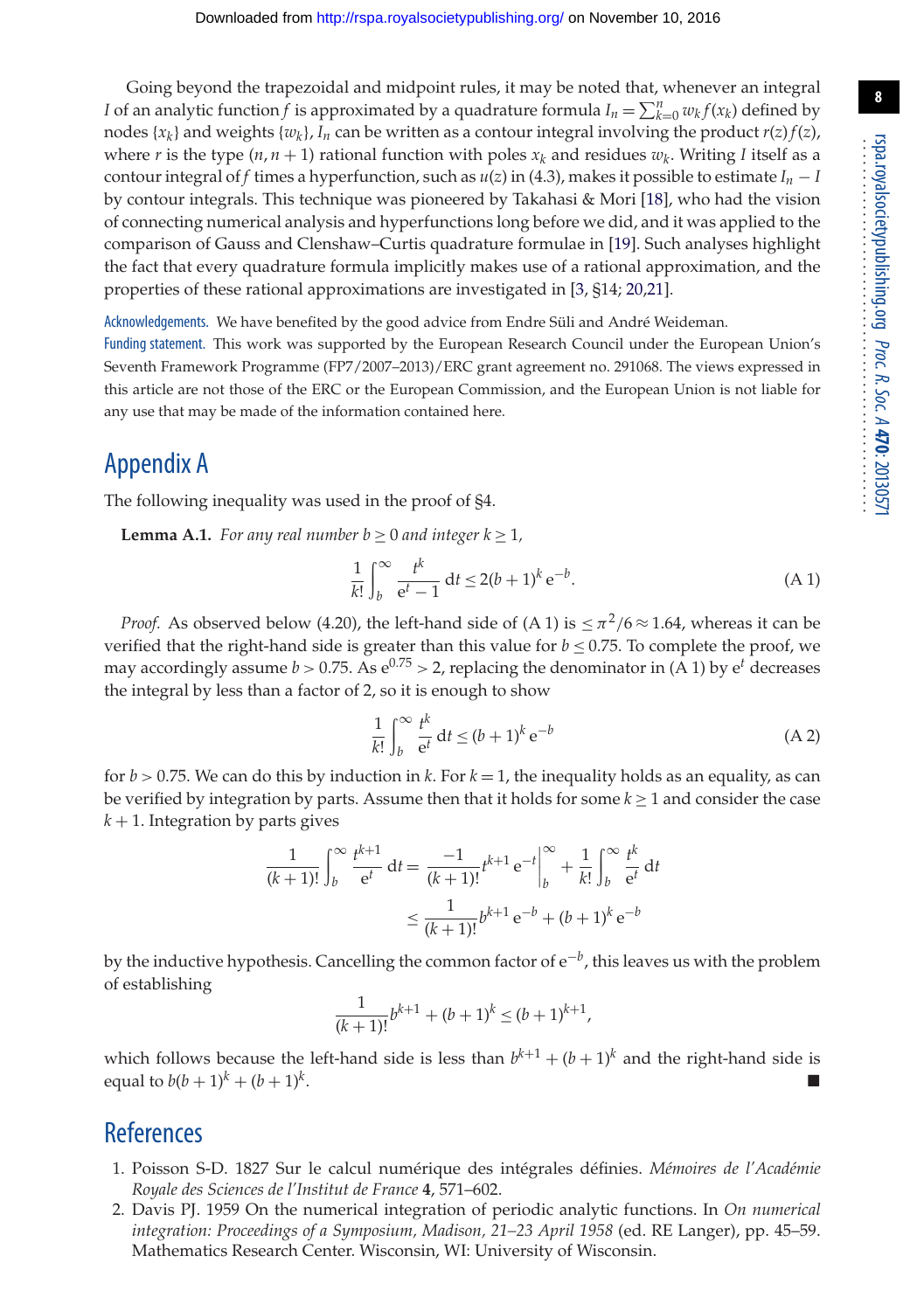Going beyond the trapezoidal and midpoint rules, it may be noted that, whenever an integral $I$ of an analytic function $f$ is approximated by a quadrature formula $I_n = \sum_{k=0}^{n} w_k f(x_k)$ defined by nodes $\{x_k\}$ and weights $\{w_k\}$, $I_n$ can be written as a contour integral involving the product $r(z)f(z)$, where $r$ is the type $(n, n+1)$ rational function with poles $x_k$ and residues $w_k$. Writing $I$ itself as a contour integral of $f$ times a hyperfunction, such as $u(z)$ in (4.3), makes it possible to estimate $I_n - I$ by contour integrals. This technique was pioneered by Takahasi & Mori [18], who had the vision of connecting numerical analysis and hyperfunctions long before we did, and it was applied to the comparison of Gauss and Clenshaw–Curtis quadrature formulae in [19]. Such analyses highlight the fact that every quadrature formula implicitly makes use of a rational approximation, and the properties of these rational approximations are investigated in [3, §14; 20,21].

Acknowledgements. We have benefited by the good advice from Endre Süli and André Weideman.

Funding statement. This work was supported by the European Research Council under the European Union's Seventh Framework Programme (FP7/2007–2013)/ERC grant agreement no. 291068. The views expressed in this article are not those of the ERC or the European Commission, and the European Union is not liable for any use that may be made of the information contained here.

# Appendix A

The following inequality was used in the proof of §4.

**Lemma A.1.** *For any real number $b \geq 0$ and integer $k \geq 1$,*

$$\frac{1}{k!}\int_b^\infty \frac{t^k}{e^t - 1}\,dt \leq 2(b+1)^k\,e^{-b}. \tag{A 1}$$

*Proof.* As observed below (4.20), the left-hand side of (A 1) is $\leq \pi^2/6 \approx 1.64$, whereas it can be verified that the right-hand side is greater than this value for $b \leq 0.75$. To complete the proof, we may accordingly assume $b > 0.75$. As $e^{0.75} > 2$, replacing the denominator in (A 1) by $e^t$ decreases the integral by less than a factor of 2, so it is enough to show

$$\frac{1}{k!}\int_b^\infty \frac{t^k}{e^t}\,dt \leq (b+1)^k\,e^{-b} \tag{A 2}$$

for $b > 0.75$. We can do this by induction in $k$. For $k = 1$, the inequality holds as an equality, as can be verified by integration by parts. Assume then that it holds for some $k \geq 1$ and consider the case $k+1$. Integration by parts gives

$$\begin{aligned}
\frac{1}{(k+1)!}\int_b^\infty \frac{t^{k+1}}{e^t}\,dt &= \frac{-1}{(k+1)!}t^{k+1}\,e^{-t}\Big|_b^\infty + \frac{1}{k!}\int_b^\infty \frac{t^k}{e^t}\,dt \\
&\leq \frac{1}{(k+1)!}b^{k+1}\,e^{-b} + (b+1)^k\,e^{-b}
\end{aligned}$$

by the inductive hypothesis. Cancelling the common factor of $e^{-b}$, this leaves us with the problem of establishing

$$\frac{1}{(k+1)!}b^{k+1} + (b+1)^k \leq (b+1)^{k+1},$$

which follows because the left-hand side is less than $b^{k+1} + (b+1)^k$ and the right-hand side is equal to $b(b+1)^k + (b+1)^k$. ■

# References

1. Poisson S-D. 1827 Sur le calcul numérique des intégrales définies. *Mémoires de l'Académie Royale des Sciences de l'Institut de France* **4**, 571–602.
2. Davis PJ. 1959 On the numerical integration of periodic analytic functions. In *On numerical integration: Proceedings of a Symposium, Madison, 21–23 April 1958* (ed. RE Langer), pp. 45–59. Mathematics Research Center. Wisconsin, WI: University of Wisconsin.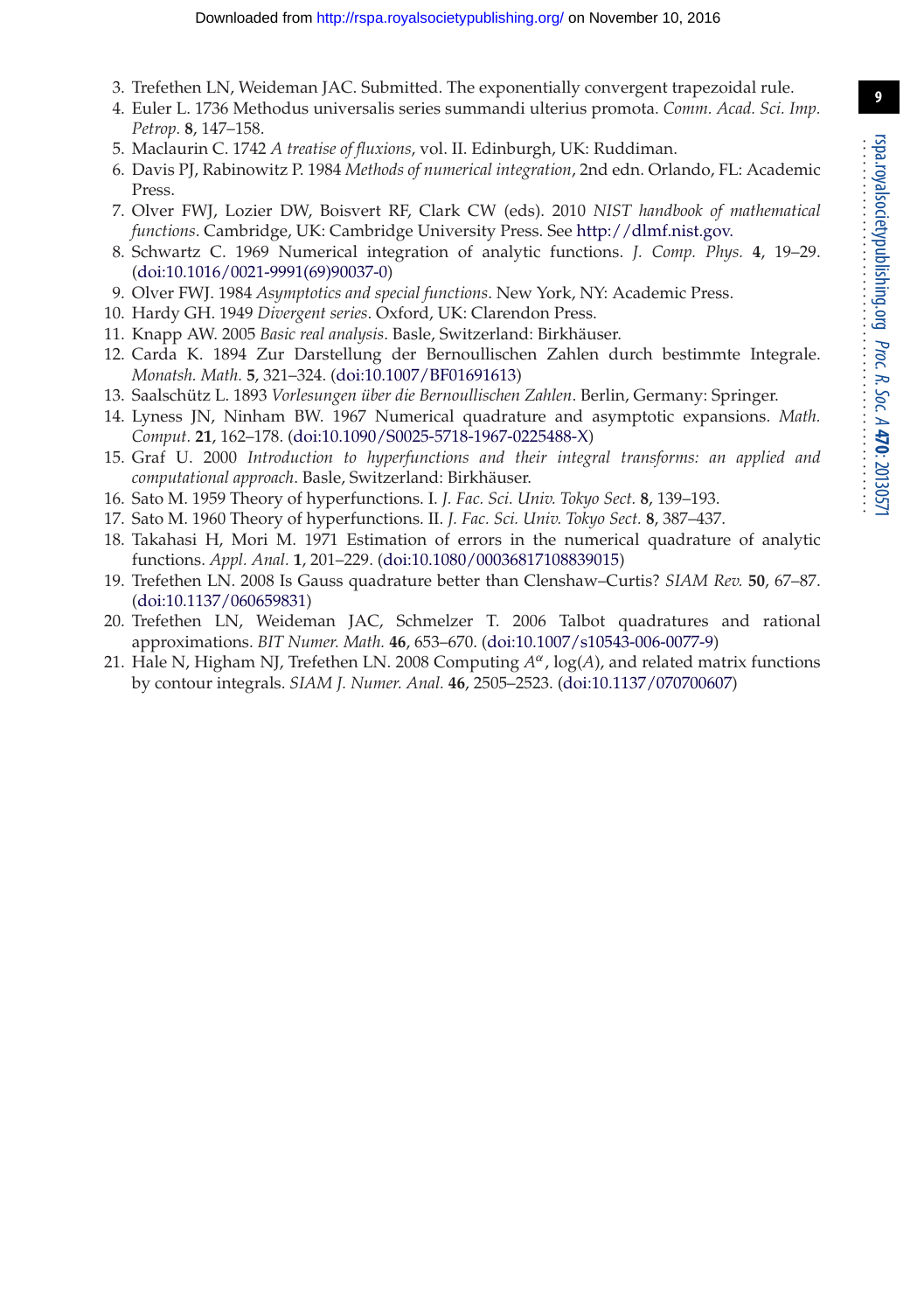3. Trefethen LN, Weideman JAC. Submitted. The exponentially convergent trapezoidal rule.
4. Euler L. 1736 Methodus universalis series summandi ulterius promota. *Comm. Acad. Sci. Imp. Petrop.* **8**, 147–158.
5. Maclaurin C. 1742 *A treatise of fluxions*, vol. II. Edinburgh, UK: Ruddiman.
6. Davis PJ, Rabinowitz P. 1984 *Methods of numerical integration*, 2nd edn. Orlando, FL: Academic Press.
7. Olver FWJ, Lozier DW, Boisvert RF, Clark CW (eds). 2010 *NIST handbook of mathematical functions*. Cambridge, UK: Cambridge University Press. See http://dlmf.nist.gov.
8. Schwartz C. 1969 Numerical integration of analytic functions. *J. Comp. Phys.* **4**, 19–29. (doi:10.1016/0021-9991(69)90037-0)
9. Olver FWJ. 1984 *Asymptotics and special functions*. New York, NY: Academic Press.
10. Hardy GH. 1949 *Divergent series*. Oxford, UK: Clarendon Press.
11. Knapp AW. 2005 *Basic real analysis*. Basle, Switzerland: Birkhäuser.
12. Carda K. 1894 Zur Darstellung der Bernoullischen Zahlen durch bestimmte Integrale. *Monatsh. Math.* **5**, 321–324. (doi:10.1007/BF01691613)
13. Saalschütz L. 1893 *Vorlesungen über die Bernoullischen Zahlen*. Berlin, Germany: Springer.
14. Lyness JN, Ninham BW. 1967 Numerical quadrature and asymptotic expansions. *Math. Comput.* **21**, 162–178. (doi:10.1090/S0025-5718-1967-0225488-X)
15. Graf U. 2000 *Introduction to hyperfunctions and their integral transforms: an applied and computational approach*. Basle, Switzerland: Birkhäuser.
16. Sato M. 1959 Theory of hyperfunctions. I. *J. Fac. Sci. Univ. Tokyo Sect.* **8**, 139–193.
17. Sato M. 1960 Theory of hyperfunctions. II. *J. Fac. Sci. Univ. Tokyo Sect.* **8**, 387–437.
18. Takahasi H, Mori M. 1971 Estimation of errors in the numerical quadrature of analytic functions. *Appl. Anal.* **1**, 201–229. (doi:10.1080/00036817108839015)
19. Trefethen LN. 2008 Is Gauss quadrature better than Clenshaw–Curtis? *SIAM Rev.* **50**, 67–87. (doi:10.1137/060659831)
20. Trefethen LN, Weideman JAC, Schmelzer T. 2006 Talbot quadratures and rational approximations. *BIT Numer. Math.* **46**, 653–670. (doi:10.1007/s10543-006-0077-9)
21. Hale N, Higham NJ, Trefethen LN. 2008 Computing $A^{\alpha}$, $\log(A)$, and related matrix functions by contour integrals. *SIAM J. Numer. Anal.* **46**, 2505–2523. (doi:10.1137/070700607)